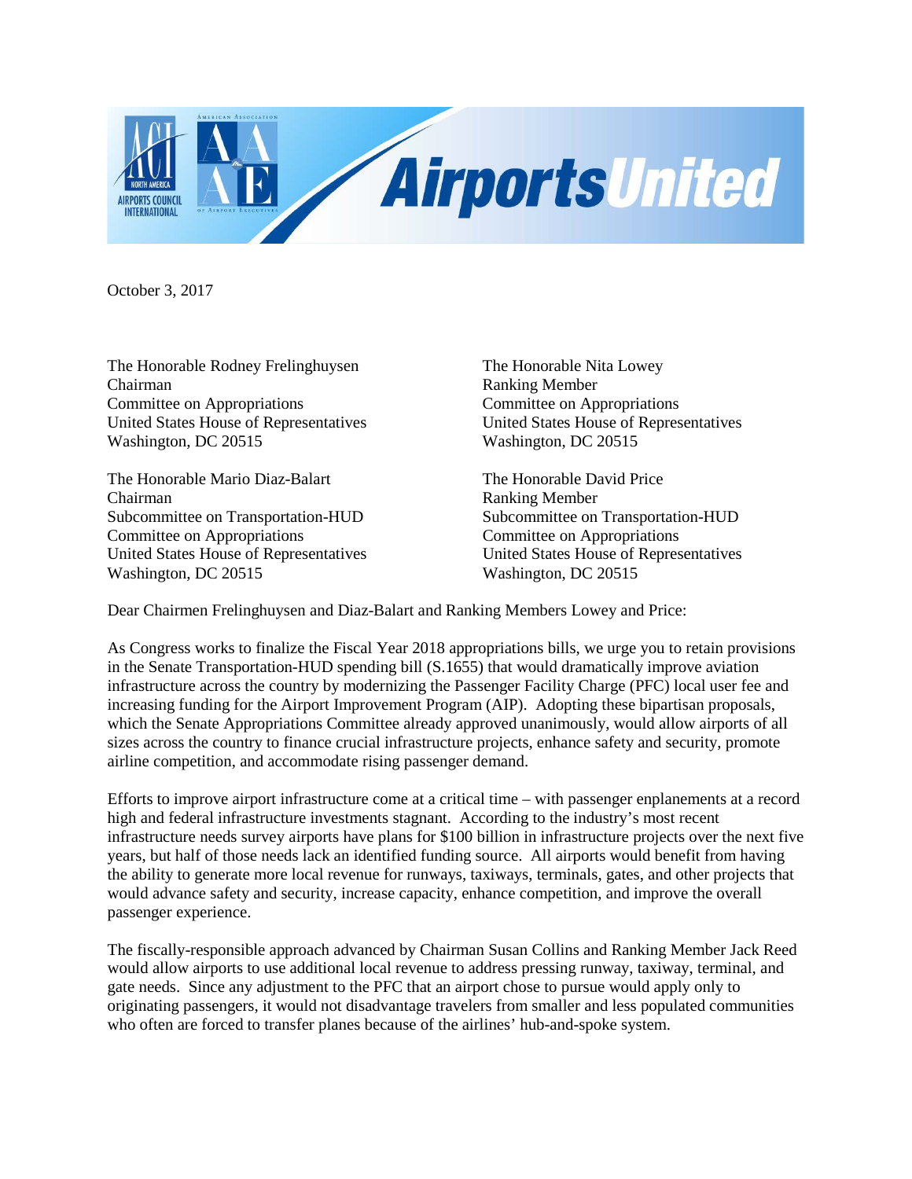October 3, 2017

The Honorable Rodney Frelinghuysen
Chairman
Committee on Appropriations
United States House of Representatives
Washington, DC 20515

The Honorable Nita Lowey
Ranking Member
Committee on Appropriations
United States House of Representatives
Washington, DC 20515

The Honorable Mario Diaz-Balart
Chairman
Subcommittee on Transportation-HUD
Committee on Appropriations
United States House of Representatives
Washington, DC 20515

The Honorable David Price
Ranking Member
Subcommittee on Transportation-HUD
Committee on Appropriations
United States House of Representatives
Washington, DC 20515

Dear Chairmen Frelinghuysen and Diaz-Balart and Ranking Members Lowey and Price:

As Congress works to finalize the Fiscal Year 2018 appropriations bills, we urge you to retain provisions in the Senate Transportation-HUD spending bill (S.1655) that would dramatically improve aviation infrastructure across the country by modernizing the Passenger Facility Charge (PFC) local user fee and increasing funding for the Airport Improvement Program (AIP). Adopting these bipartisan proposals, which the Senate Appropriations Committee already approved unanimously, would allow airports of all sizes across the country to finance crucial infrastructure projects, enhance safety and security, promote airline competition, and accommodate rising passenger demand.

Efforts to improve airport infrastructure come at a critical time – with passenger enplanements at a record high and federal infrastructure investments stagnant. According to the industry's most recent infrastructure needs survey airports have plans for $100 billion in infrastructure projects over the next five years, but half of those needs lack an identified funding source. All airports would benefit from having the ability to generate more local revenue for runways, taxiways, terminals, gates, and other projects that would advance safety and security, increase capacity, enhance competition, and improve the overall passenger experience.

The fiscally-responsible approach advanced by Chairman Susan Collins and Ranking Member Jack Reed would allow airports to use additional local revenue to address pressing runway, taxiway, terminal, and gate needs. Since any adjustment to the PFC that an airport chose to pursue would apply only to originating passengers, it would not disadvantage travelers from smaller and less populated communities who often are forced to transfer planes because of the airlines' hub-and-spoke system.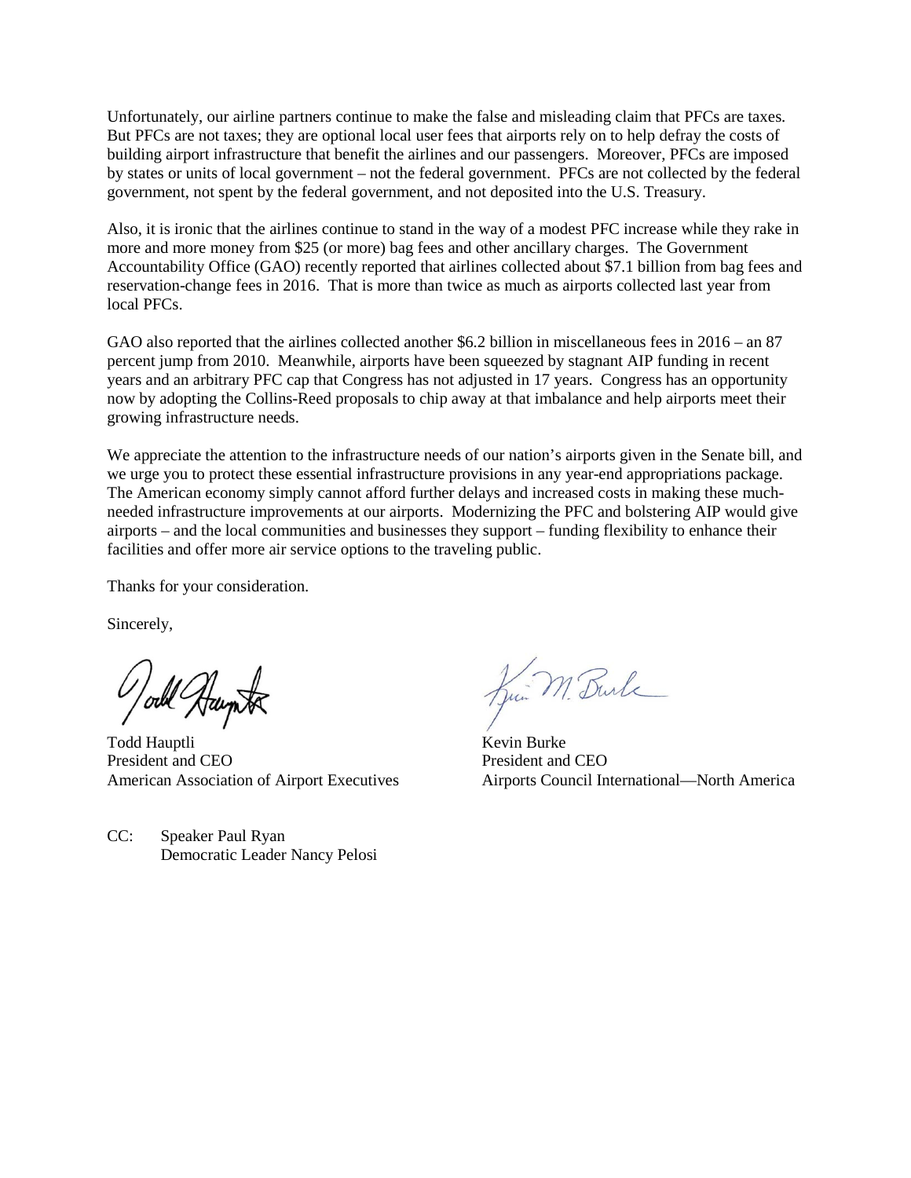Unfortunately, our airline partners continue to make the false and misleading claim that PFCs are taxes. But PFCs are not taxes; they are optional local user fees that airports rely on to help defray the costs of building airport infrastructure that benefit the airlines and our passengers. Moreover, PFCs are imposed by states or units of local government – not the federal government. PFCs are not collected by the federal government, not spent by the federal government, and not deposited into the U.S. Treasury.

Also, it is ironic that the airlines continue to stand in the way of a modest PFC increase while they rake in more and more money from $25 (or more) bag fees and other ancillary charges. The Government Accountability Office (GAO) recently reported that airlines collected about $7.1 billion from bag fees and reservation-change fees in 2016. That is more than twice as much as airports collected last year from local PFCs.

GAO also reported that the airlines collected another $6.2 billion in miscellaneous fees in 2016 – an 87 percent jump from 2010. Meanwhile, airports have been squeezed by stagnant AIP funding in recent years and an arbitrary PFC cap that Congress has not adjusted in 17 years. Congress has an opportunity now by adopting the Collins-Reed proposals to chip away at that imbalance and help airports meet their growing infrastructure needs.

We appreciate the attention to the infrastructure needs of our nation's airports given in the Senate bill, and we urge you to protect these essential infrastructure provisions in any year-end appropriations package. The American economy simply cannot afford further delays and increased costs in making these much-needed infrastructure improvements at our airports. Modernizing the PFC and bolstering AIP would give airports – and the local communities and businesses they support – funding flexibility to enhance their facilities and offer more air service options to the traveling public.

Thanks for your consideration.

Sincerely,

Todd Hauptli
President and CEO
American Association of Airport Executives

Kevin Burke
President and CEO
Airports Council International—North America

CC: Speaker Paul Ryan
Democratic Leader Nancy Pelosi